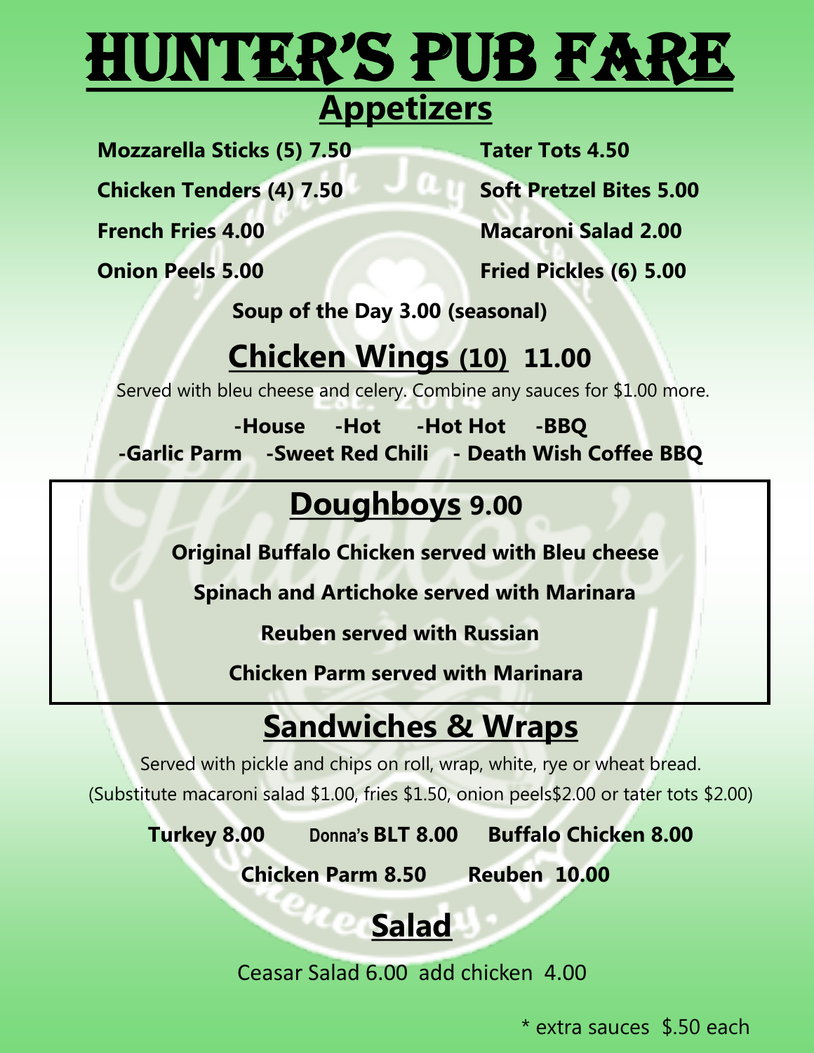# HUNTER'S PUB FARE

## Appetizers

**Mozzarella Sticks (5) 7.50**

**Chicken Tenders (4) 7.50**

**French Fries 4.00**

**Onion Peels 5.00**

**Tater Tots 4.50**

**Soft Pretzel Bites 5.00**

**Macaroni Salad 2.00**

**Fried Pickles (6) 5.00**

**Soup of the Day 3.00 (seasonal)**

## Chicken Wings (10) 11.00

Served with bleu cheese and celery. Combine any sauces for $1.00 more.

**-House -Hot -Hot Hot -BBQ**

**-Garlic Parm -Sweet Red Chili - Death Wish Coffee BBQ**

## Doughboys 9.00

**Original Buffalo Chicken served with Bleu cheese**

**Spinach and Artichoke served with Marinara**

**Reuben served with Russian**

**Chicken Parm served with Marinara**

## Sandwiches & Wraps

Served with pickle and chips on roll, wrap, white, rye or wheat bread.

(Substitute macaroni salad $1.00, fries $1.50, onion peels$2.00 or tater tots $2.00)

**Turkey 8.00 Donna's BLT 8.00 Buffalo Chicken 8.00**

**Chicken Parm 8.50 Reuben 10.00**

## Salad

Ceasar Salad 6.00 add chicken 4.00

* extra sauces $.50 each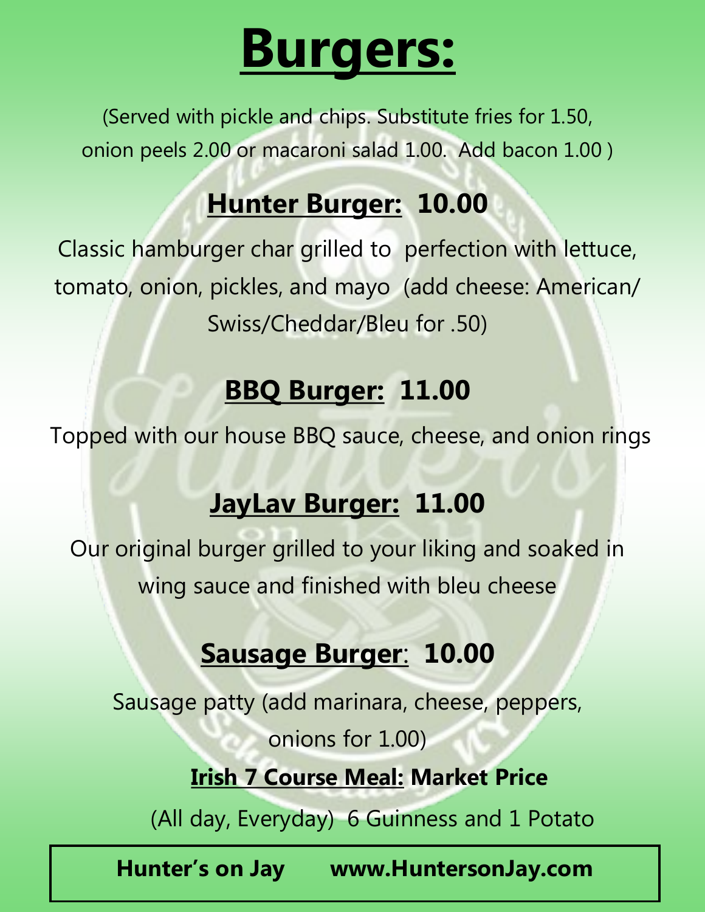# Burgers:

(Served with pickle and chips. Substitute fries for 1.50, onion peels 2.00 or macaroni salad 1.00. Add bacon 1.00 )

## Hunter Burger: 10.00

Classic hamburger char grilled to perfection with lettuce, tomato, onion, pickles, and mayo (add cheese: American/ Swiss/Cheddar/Bleu for .50)

## BBQ Burger: 11.00

Topped with our house BBQ sauce, cheese, and onion rings

## JayLav Burger: 11.00

Our original burger grilled to your liking and soaked in wing sauce and finished with bleu cheese

## Sausage Burger: 10.00

Sausage patty (add marinara, cheese, peppers, onions for 1.00)

### Irish 7 Course Meal: Market Price

(All day, Everyday) 6 Guinness and 1 Potato

**Hunter's on Jay www.HuntersonJay.com**